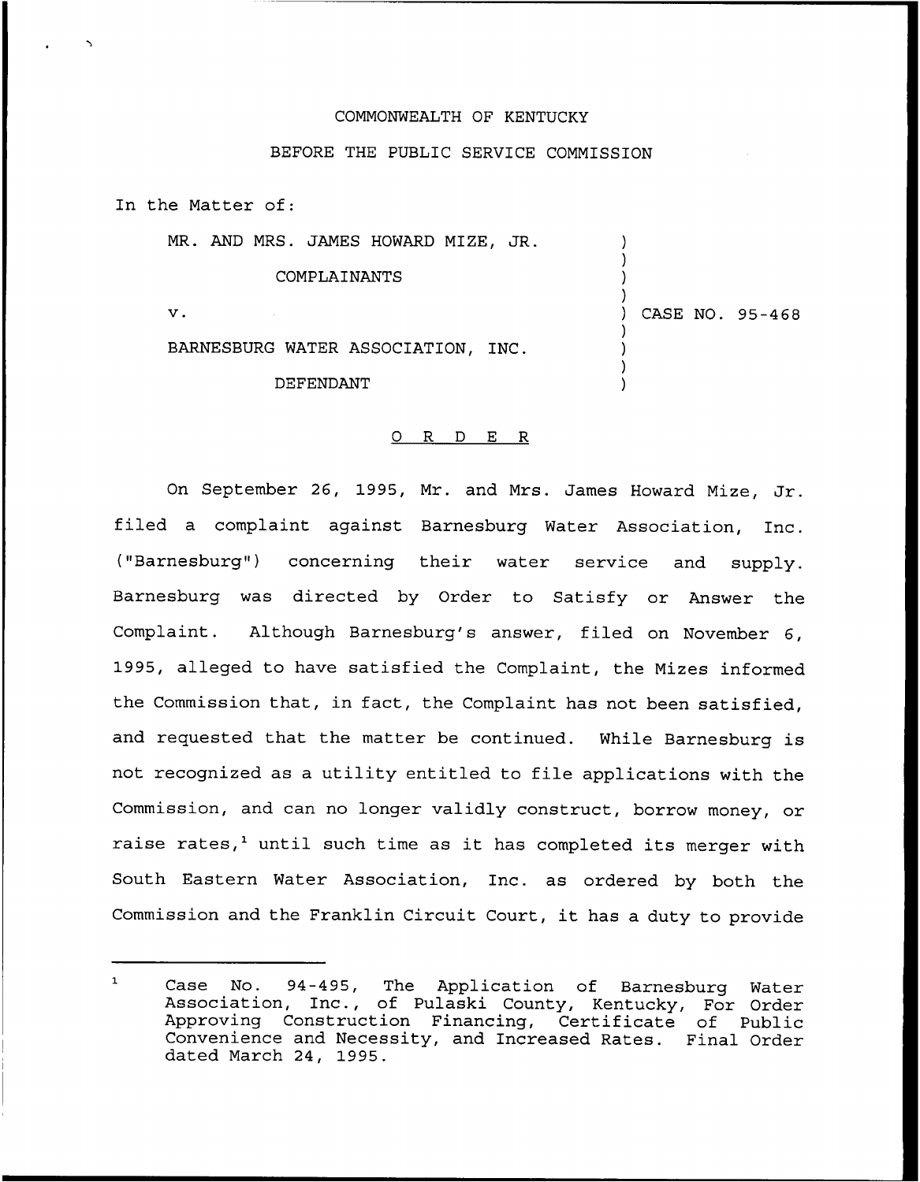COMMONWEALTH OF KENTUCKY

BEFORE THE PUBLIC SERVICE COMMISSION

In the Matter of:

| | | |
|---|---|---|
| MR. AND MRS. JAMES HOWARD MIZE, JR. | ) | |
| COMPLAINANTS | ) | |
| v. | ) | CASE NO. 95-468 |
| BARNESBURG WATER ASSOCIATION, INC. | ) | |
| DEFENDANT | ) | |

## O R D E R

On September 26, 1995, Mr. and Mrs. James Howard Mize, Jr. filed a complaint against Barnesburg Water Association, Inc. ("Barnesburg") concerning their water service and supply. Barnesburg was directed by Order to Satisfy or Answer the Complaint. Although Barnesburg's answer, filed on November 6, 1995, alleged to have satisfied the Complaint, the Mizes informed the Commission that, in fact, the Complaint has not been satisfied, and requested that the matter be continued. While Barnesburg is not recognized as a utility entitled to file applications with the Commission, and can no longer validly construct, borrow money, or raise rates,[1] until such time as it has completed its merger with South Eastern Water Association, Inc. as ordered by both the Commission and the Franklin Circuit Court, it has a duty to provide

---

[1] Case No. 94-495, The Application of Barnesburg Water Association, Inc., of Pulaski County, Kentucky, For Order Approving Construction Financing, Certificate of Public Convenience and Necessity, and Increased Rates. Final Order dated March 24, 1995.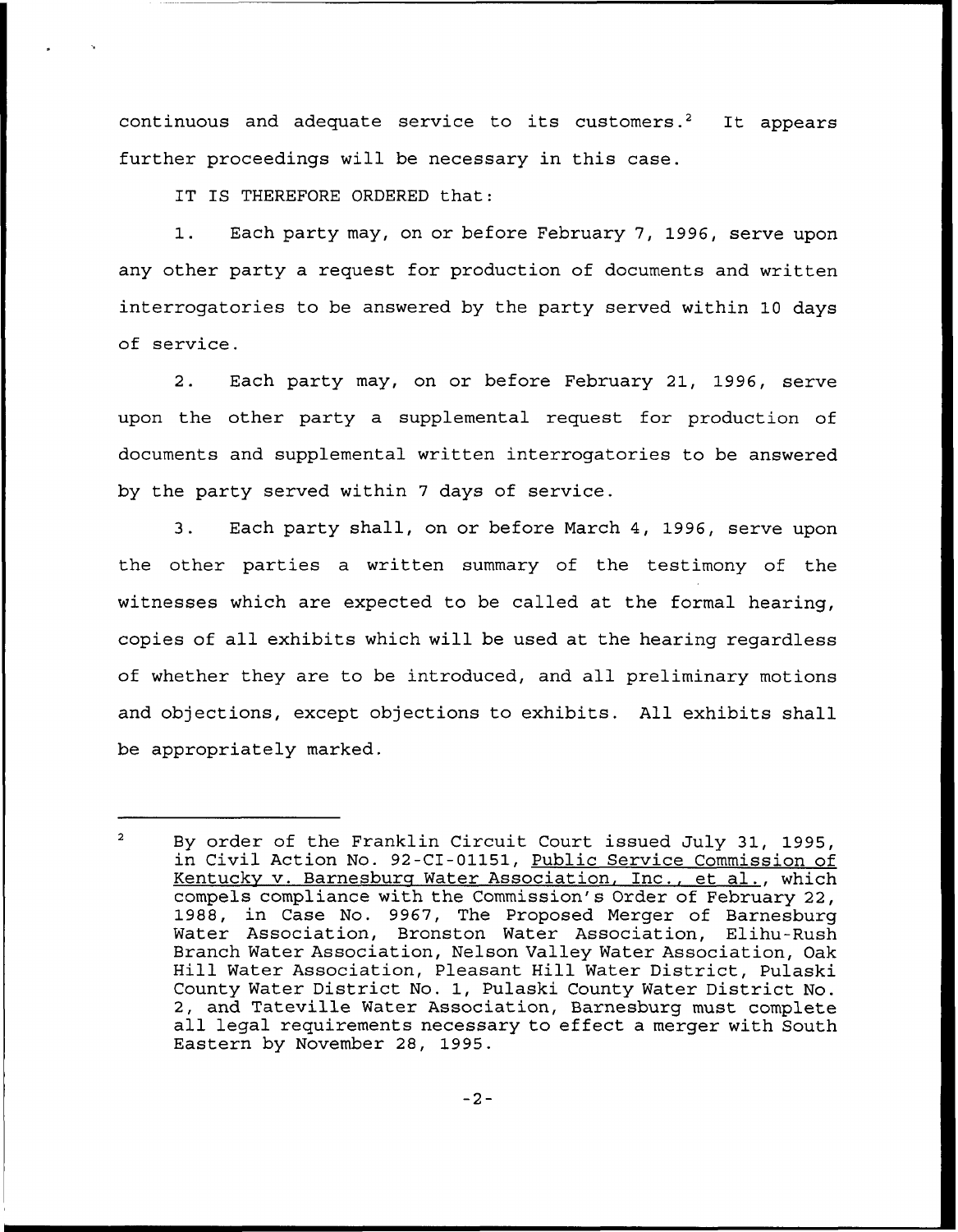continuous and adequate service to its customers.[2] It appears further proceedings will be necessary in this case.

IT IS THEREFORE ORDERED that:

1. Each party may, on or before February 7, 1996, serve upon any other party a request for production of documents and written interrogatories to be answered by the party served within 10 days of service.

2. Each party may, on or before February 21, 1996, serve upon the other party a supplemental request for production of documents and supplemental written interrogatories to be answered by the party served within 7 days of service.

3. Each party shall, on or before March 4, 1996, serve upon the other parties a written summary of the testimony of the witnesses which are expected to be called at the formal hearing, copies of all exhibits which will be used at the hearing regardless of whether they are to be introduced, and all preliminary motions and objections, except objections to exhibits. All exhibits shall be appropriately marked.

---

[2] By order of the Franklin Circuit Court issued July 31, 1995, in Civil Action No. 92-CI-01151, Public Service Commission of Kentucky v. Barnesburg Water Association, Inc., et al., which compels compliance with the Commission's Order of February 22, 1988, in Case No. 9967, The Proposed Merger of Barnesburg Water Association, Bronston Water Association, Elihu-Rush Branch Water Association, Nelson Valley Water Association, Oak Hill Water Association, Pleasant Hill Water District, Pulaski County Water District No. 1, Pulaski County Water District No. 2, and Tateville Water Association, Barnesburg must complete all legal requirements necessary to effect a merger with South Eastern by November 28, 1995.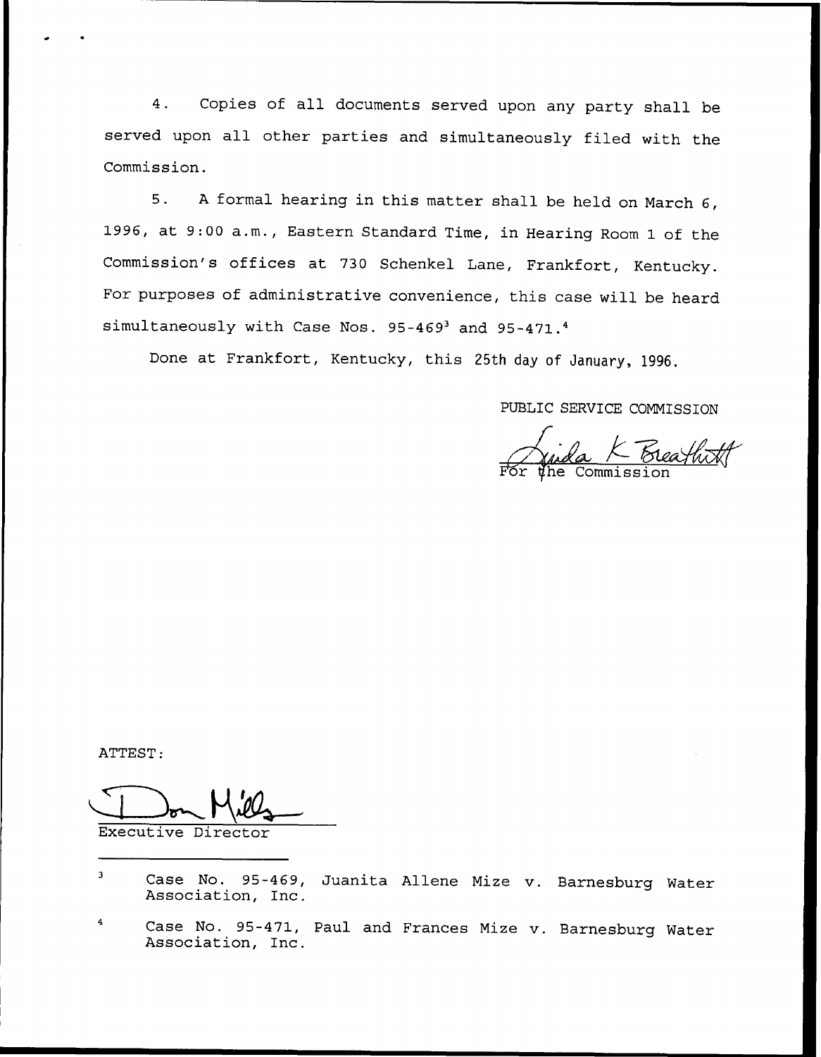4. Copies of all documents served upon any party shall be served upon all other parties and simultaneously filed with the Commission.

5. A formal hearing in this matter shall be held on March 6, 1996, at 9:00 a.m., Eastern Standard Time, in Hearing Room 1 of the Commission's offices at 730 Schenkel Lane, Frankfort, Kentucky. For purposes of administrative convenience, this case will be heard simultaneously with Case Nos. 95-469[3] and 95-471.[4]

Done at Frankfort, Kentucky, this 25th day of January, 1996.

PUBLIC SERVICE COMMISSION

For the Commission

ATTEST:

Executive Director

---

[3] Case No. 95-469, Juanita Allene Mize v. Barnesburg Water Association, Inc.

[4] Case No. 95-471, Paul and Frances Mize v. Barnesburg Water Association, Inc.